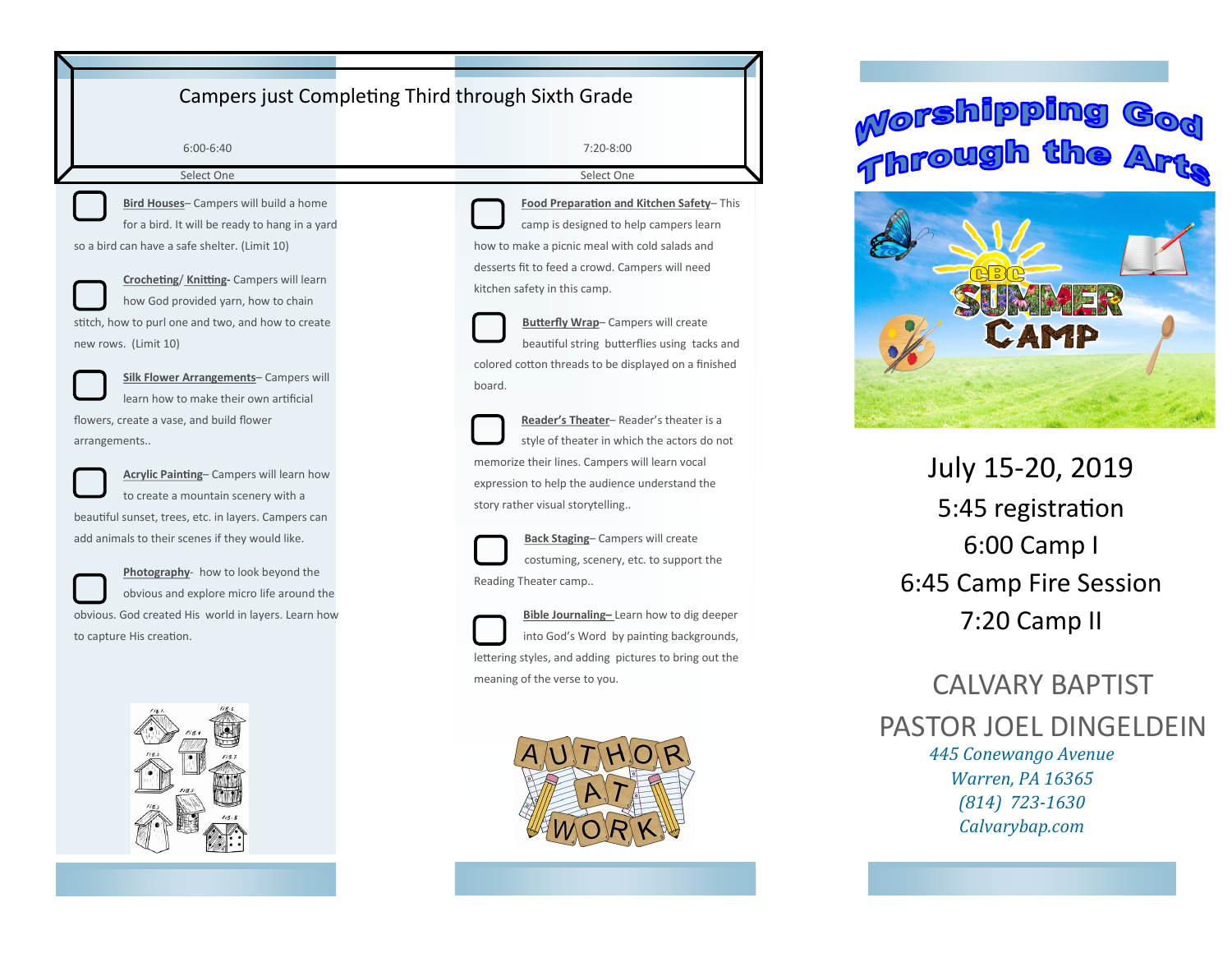## Campers just Completing Third through Sixth Grade

### 6:00-6:40

Select One

- **Bird Houses**– Campers will build a home for a bird. It will be ready to hang in a yard so a bird can have a safe shelter. (Limit 10)

- **Crocheting/ Knitting**- Campers will learn how God provided yarn, how to chain stitch, how to purl one and two, and how to create new rows. (Limit 10)

- **Silk Flower Arrangements**– Campers will learn how to make their own artificial flowers, create a vase, and build flower arrangements..

- **Acrylic Painting**– Campers will learn how to create a mountain scenery with a beautiful sunset, trees, etc. in layers. Campers can add animals to their scenes if they would like.

- **Photography**- how to look beyond the obvious and explore micro life around the obvious. God created His world in layers. Learn how to capture His creation.

### 7:20-8:00

Select One

- **Food Preparation and Kitchen Safety**– This camp is designed to help campers learn how to make a picnic meal with cold salads and desserts fit to feed a crowd. Campers will need kitchen safety in this camp.

- **Butterfly Wrap**– Campers will create beautiful string butterflies using tacks and colored cotton threads to be displayed on a finished board.

- **Reader's Theater**– Reader's theater is a style of theater in which the actors do not memorize their lines. Campers will learn vocal expression to help the audience understand the story rather visual storytelling..

- **Back Staging**– Campers will create costuming, scenery, etc. to support the Reading Theater camp..

- **Bible Journaling**– Learn how to dig deeper into God's Word by painting backgrounds, lettering styles, and adding pictures to bring out the meaning of the verse to you.

AUTHOR AT WORK

# Worshipping God Through the Arts

CBC SUMMER CAMP

July 15-20, 2019

5:45 registration

6:00 Camp I

6:45 Camp Fire Session

7:20 Camp II

CALVARY BAPTIST

PASTOR JOEL DINGELDEIN

*445 Conewango Avenue*
*Warren, PA 16365*
*(814) 723-1630*
*Calvarybap.com*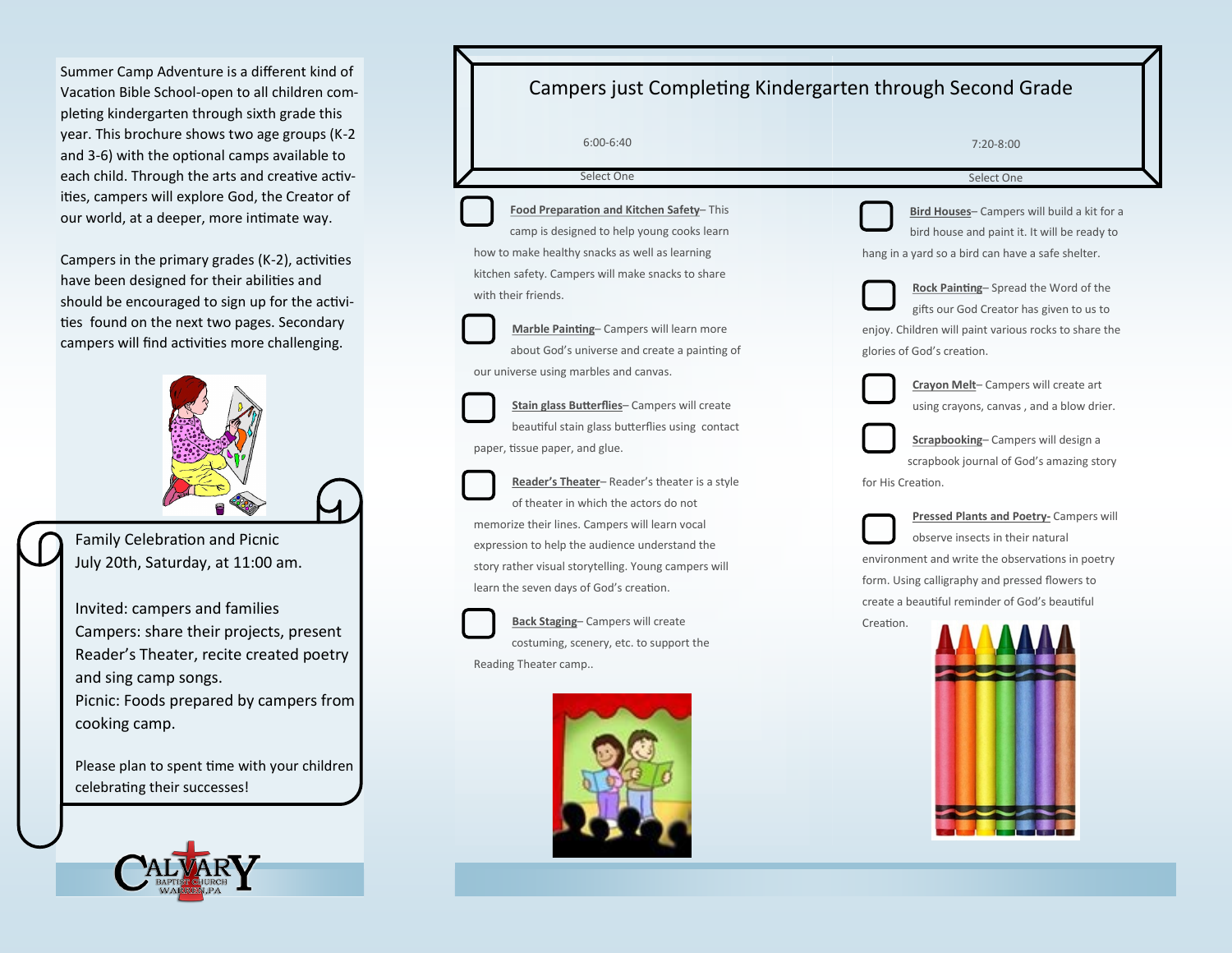Summer Camp Adventure is a different kind of Vacation Bible School-open to all children completing kindergarten through sixth grade this year. This brochure shows two age groups (K-2 and 3-6) with the optional camps available to each child. Through the arts and creative activities, campers will explore God, the Creator of our world, at a deeper, more intimate way.

Campers in the primary grades (K-2), activities have been designed for their abilities and should be encouraged to sign up for the activities found on the next two pages. Secondary campers will find activities more challenging.

Family Celebration and Picnic
July 20th, Saturday, at 11:00 am.

Invited: campers and families
Campers: share their projects, present Reader's Theater, recite created poetry and sing camp songs.
Picnic: Foods prepared by campers from cooking camp.

Please plan to spent time with your children celebrating their successes!

CALVARY BAPTIST CHURCH WARREN, PA

# Campers just Completing Kindergarten through Second Grade

## 6:00-6:40

Select One

- ☐ **Food Preparation and Kitchen Safety**– This camp is designed to help young cooks learn how to make healthy snacks as well as learning kitchen safety. Campers will make snacks to share with their friends.
- ☐ **Marble Painting**– Campers will learn more about God's universe and create a painting of our universe using marbles and canvas.
- ☐ **Stain glass Butterflies**– Campers will create beautiful stain glass butterflies using contact paper, tissue paper, and glue.
- ☐ **Reader's Theater**– Reader's theater is a style of theater in which the actors do not memorize their lines. Campers will learn vocal expression to help the audience understand the story rather visual storytelling. Young campers will learn the seven days of God's creation.
- ☐ **Back Staging**– Campers will create costuming, scenery, etc. to support the Reading Theater camp..

## 7:20-8:00

Select One

- ☐ **Bird Houses**– Campers will build a kit for a bird house and paint it. It will be ready to hang in a yard so a bird can have a safe shelter.
- ☐ **Rock Painting**– Spread the Word of the gifts our God Creator has given to us to enjoy. Children will paint various rocks to share the glories of God's creation.
- ☐ **Crayon Melt**– Campers will create art using crayons, canvas , and a blow drier.
- ☐ **Scrapbooking**– Campers will design a scrapbook journal of God's amazing story for His Creation.
- ☐ **Pressed Plants and Poetry-** Campers will observe insects in their natural environment and write the observations in poetry form. Using calligraphy and pressed flowers to create a beautiful reminder of God's beautiful Creation.